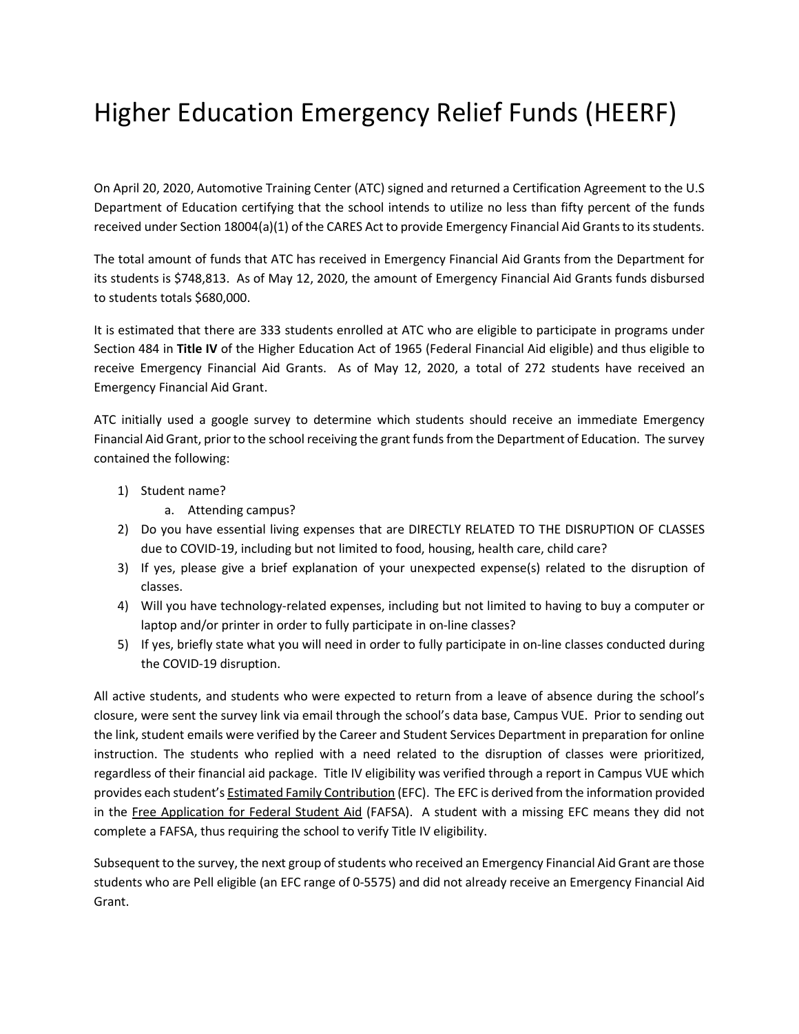# Higher Education Emergency Relief Funds (HEERF)

On April 20, 2020, Automotive Training Center (ATC) signed and returned a Certification Agreement to the U.S Department of Education certifying that the school intends to utilize no less than fifty percent of the funds received under Section 18004(a)(1) of the CARES Act to provide Emergency Financial Aid Grants to its students.

The total amount of funds that ATC has received in Emergency Financial Aid Grants from the Department for its students is $748,813. As of May 12, 2020, the amount of Emergency Financial Aid Grants funds disbursed to students totals $680,000.

It is estimated that there are 333 students enrolled at ATC who are eligible to participate in programs under Section 484 in **Title IV** of the Higher Education Act of 1965 (Federal Financial Aid eligible) and thus eligible to receive Emergency Financial Aid Grants. As of May 12, 2020, a total of 272 students have received an Emergency Financial Aid Grant.

ATC initially used a google survey to determine which students should receive an immediate Emergency Financial Aid Grant, prior to the school receiving the grant funds from the Department of Education. The survey contained the following:

1) Student name?
    a. Attending campus?
2) Do you have essential living expenses that are DIRECTLY RELATED TO THE DISRUPTION OF CLASSES due to COVID-19, including but not limited to food, housing, health care, child care?
3) If yes, please give a brief explanation of your unexpected expense(s) related to the disruption of classes.
4) Will you have technology-related expenses, including but not limited to having to buy a computer or laptop and/or printer in order to fully participate in on-line classes?
5) If yes, briefly state what you will need in order to fully participate in on-line classes conducted during the COVID-19 disruption.

All active students, and students who were expected to return from a leave of absence during the school's closure, were sent the survey link via email through the school's data base, Campus VUE. Prior to sending out the link, student emails were verified by the Career and Student Services Department in preparation for online instruction. The students who replied with a need related to the disruption of classes were prioritized, regardless of their financial aid package. Title IV eligibility was verified through a report in Campus VUE which provides each student's Estimated Family Contribution (EFC). The EFC is derived from the information provided in the Free Application for Federal Student Aid (FAFSA). A student with a missing EFC means they did not complete a FAFSA, thus requiring the school to verify Title IV eligibility.

Subsequent to the survey, the next group of students who received an Emergency Financial Aid Grant are those students who are Pell eligible (an EFC range of 0-5575) and did not already receive an Emergency Financial Aid Grant.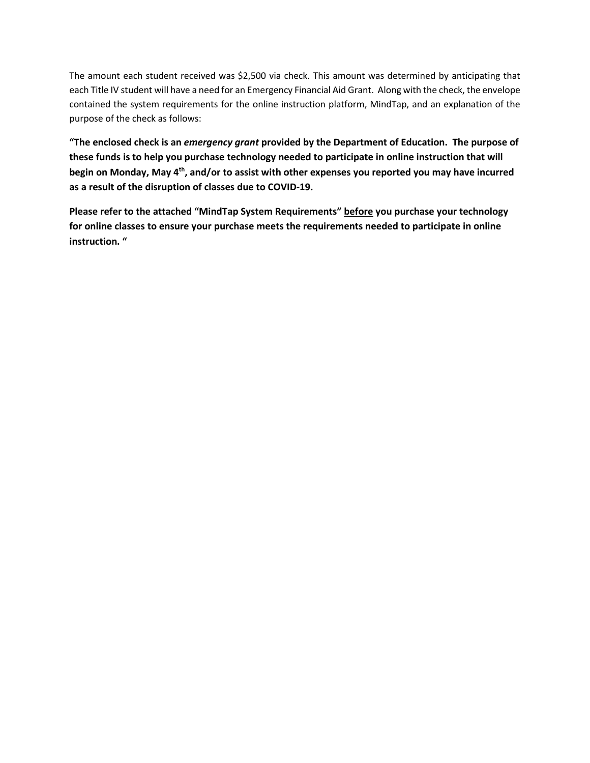The amount each student received was $2,500 via check. This amount was determined by anticipating that each Title IV student will have a need for an Emergency Financial Aid Grant. Along with the check, the envelope contained the system requirements for the online instruction platform, MindTap, and an explanation of the purpose of the check as follows:

**"The enclosed check is an *emergency grant* provided by the Department of Education. The purpose of these funds is to help you purchase technology needed to participate in online instruction that will begin on Monday, May 4th, and/or to assist with other expenses you reported you may have incurred as a result of the disruption of classes due to COVID-19.**

**Please refer to the attached "MindTap System Requirements" <u>before</u> you purchase your technology for online classes to ensure your purchase meets the requirements needed to participate in online instruction. "**